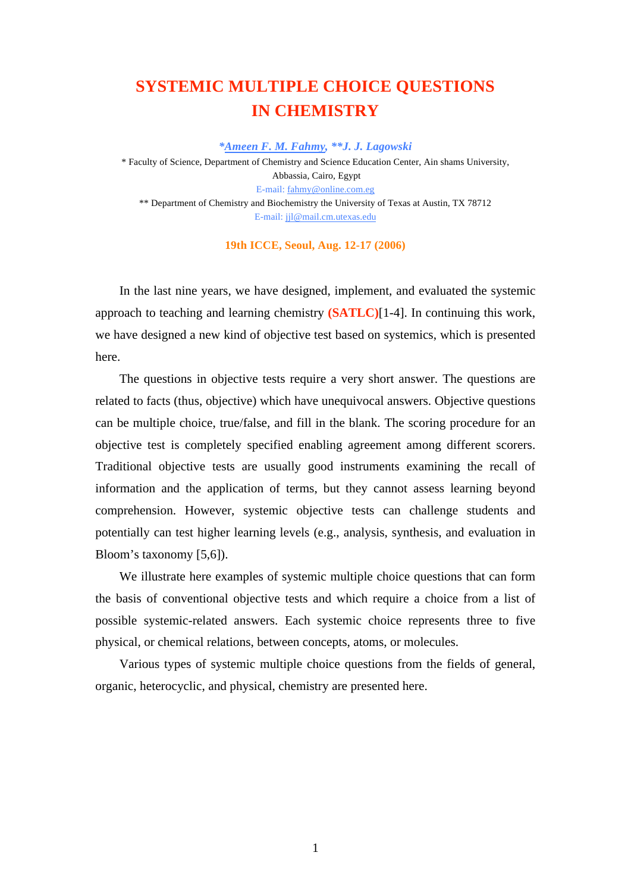# SYSTEMIC MULTIPLE CHOICE QUESTIONS IN CHEMISTRY

***Ameen F. M. Fahmy, **J. J. Lagowski***

* Faculty of Science, Department of Chemistry and Science Education Center, Ain shams University, Abbassia, Cairo, Egypt

E-mail: fahmy@online.com.eg

** Department of Chemistry and Biochemistry the University of Texas at Austin, TX 78712

E-mail: jjl@mail.cm.utexas.edu

**19th ICCE, Seoul, Aug. 12-17 (2006)**

In the last nine years, we have designed, implement, and evaluated the systemic approach to teaching and learning chemistry **(SATLC)**[1-4]. In continuing this work, we have designed a new kind of objective test based on systemics, which is presented here.

The questions in objective tests require a very short answer. The questions are related to facts (thus, objective) which have unequivocal answers. Objective questions can be multiple choice, true/false, and fill in the blank. The scoring procedure for an objective test is completely specified enabling agreement among different scorers. Traditional objective tests are usually good instruments examining the recall of information and the application of terms, but they cannot assess learning beyond comprehension. However, systemic objective tests can challenge students and potentially can test higher learning levels (e.g., analysis, synthesis, and evaluation in Bloom's taxonomy [5,6]).

We illustrate here examples of systemic multiple choice questions that can form the basis of conventional objective tests and which require a choice from a list of possible systemic-related answers. Each systemic choice represents three to five physical, or chemical relations, between concepts, atoms, or molecules.

Various types of systemic multiple choice questions from the fields of general, organic, heterocyclic, and physical, chemistry are presented here.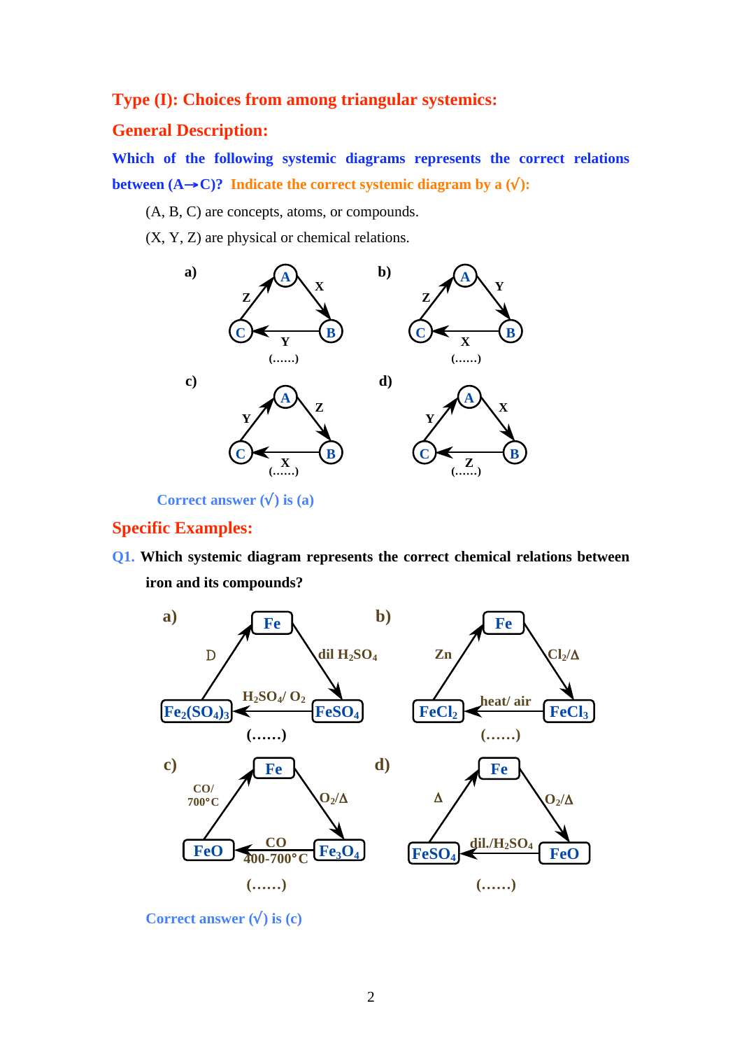## Type (I): Choices from among triangular systemics:

### General Description:

**Which of the following systemic diagrams represents the correct relations between (A→C)? Indicate the correct systemic diagram by a (√):**

(A, B, C) are concepts, atoms, or compounds.

(X, Y, Z) are physical or chemical relations.

a) A →X→ B, B →Y→ C, C →Z→ A (……)

b) A →Y→ B, B →X→ C, C →Z→ A (……)

c) A →Z→ B, B →X→ C, C →Y→ A (……)

d) A →X→ B, B →Z→ C, C →Y→ A (……)

**Correct answer (√) is (a)**

### Specific Examples:

**Q1. Which systemic diagram represents the correct chemical relations between iron and its compounds?**

a) Fe →dil $H_2SO_4$→ $FeSO_4$, $FeSO_4$ →$H_2SO_4$/ $O_2$→ $Fe_2(SO_4)_3$, $Fe_2(SO_4)_3$ →D→ Fe (……)

b) Fe →$Cl_2$/Δ→ $FeCl_3$, $FeCl_3$ →heat/ air→ $FeCl_2$, $FeCl_2$ →Zn→ Fe (……)

c) Fe →$O_2$/Δ→ $Fe_3O_4$, $Fe_3O_4$ →CO 400-700°C→ FeO, FeO →CO/ 700°C→ Fe (……)

d) Fe →$O_2$/Δ→ FeO, FeO →dil./$H_2SO_4$→ $FeSO_4$, $FeSO_4$ →Δ→ Fe (……)

**Correct answer (√) is (c)**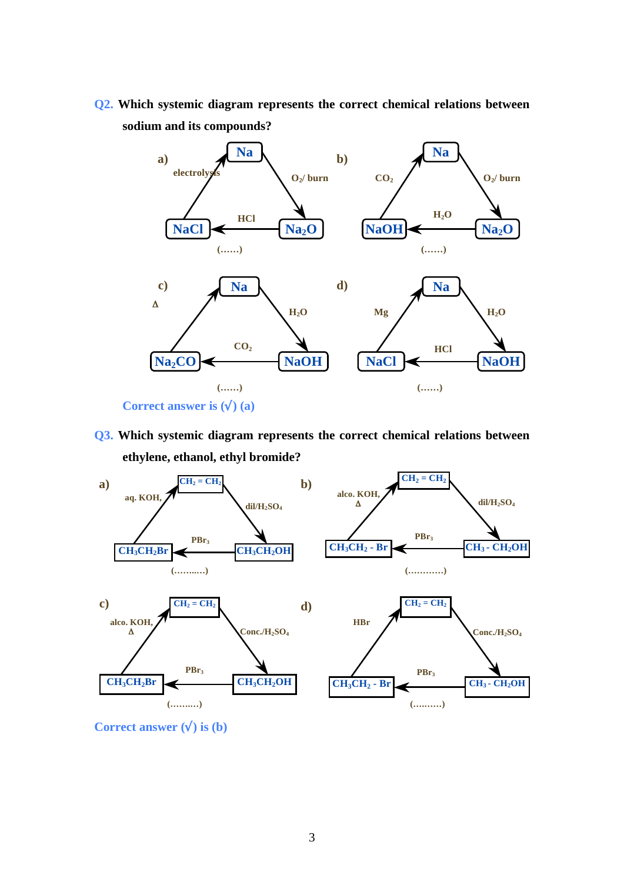**Q2.** Which systemic diagram represents the correct chemical relations between sodium and its compounds?

a) Na → ($O_2$/ burn) → $Na_2O$ → (HCl) → NaCl → (electrolysis) → Na  (……)

b) Na → ($O_2$/ burn) → $Na_2O$ → ($H_2O$) → NaOH → ($CO_2$) → Na  (……)

c) Na → ($H_2O$) → NaOH → ($CO_2$) → $Na_2CO$ → (Δ) → Na  (……)

d) Na → ($H_2O$) → NaOH → (HCl) → NaCl → (Mg) → Na  (……)

Correct answer is (√) (a)

**Q3.** Which systemic diagram represents the correct chemical relations between ethylene, ethanol, ethyl bromide?

a) $CH_2 = CH_2$ → (dil/$H_2SO_4$) → $CH_3CH_2OH$ → ($PBr_3$) → $CH_3CH_2Br$ → (aq. KOH,) → $CH_2 = CH_2$  (……....)

b) $CH_2 = CH_2$ → (dil/$H_2SO_4$) → $CH_3$ - $CH_2OH$ → ($PBr_3$) → $CH_3CH_2$ - Br → (alco. KOH, Δ) → $CH_2 = CH_2$  (…………)

c) $CH_2 = CH_2$ → (Conc./$H_2SO_4$) → $CH_3CH_2OH$ → ($PBr_3$) → $CH_3CH_2Br$ → (alco. KOH, Δ) → $CH_2 = CH_2$  (……....)

d) $CH_2 = CH_2$ → (Conc./$H_2SO_4$) → $CH_3$ - $CH_2OH$ → ($PBr_3$) → $CH_3CH_2$ - Br → (HBr) → $CH_2 = CH_2$  (……….)

Correct answer (√) is (b)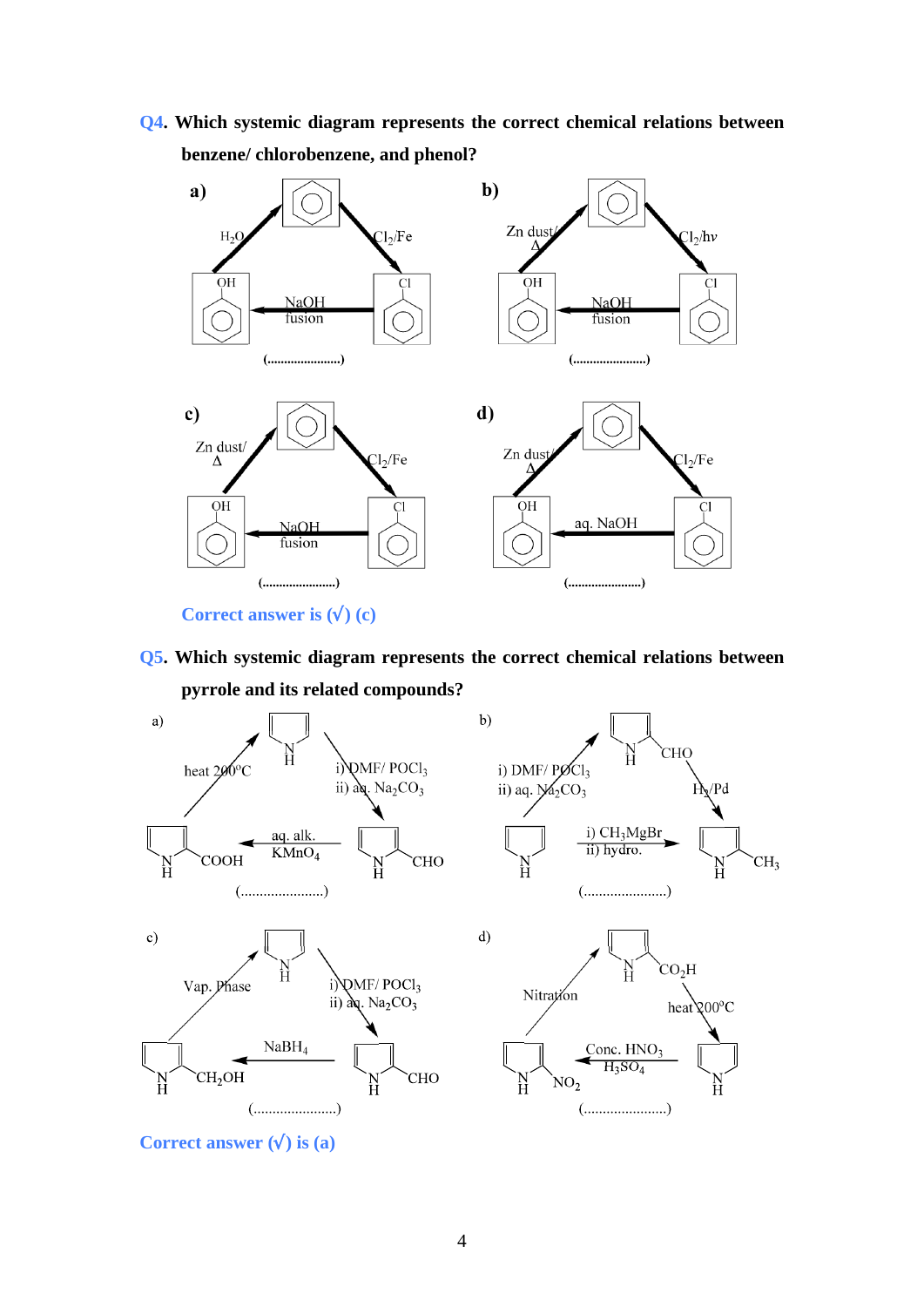**Q4. Which systemic diagram represents the correct chemical relations between benzene/ chlorobenzene, and phenol?**

**a)** Phenol —($H_2O$)→ Benzene —($Cl_2$/Fe)→ Chlorobenzene —(NaOH fusion)→ Phenol

(......................)

**b)** Phenol —(Zn dust/ Δ)→ Benzene —($Cl_2$/hv)→ Chlorobenzene —(NaOH fusion)→ Phenol

(......................)

**c)** Phenol —(Zn dust/ Δ)→ Benzene —($Cl_2$/Fe)→ Chlorobenzene —(NaOH fusion)→ Phenol

(......................)

**d)** Phenol —(Zn dust/ Δ)→ Benzene —($Cl_2$/Fe)→ Chlorobenzene —(aq. NaOH)→ Phenol

(......................)

**Correct answer is (√) (c)**

**Q5. Which systemic diagram represents the correct chemical relations between pyrrole and its related compounds?**

a) Pyrrole-2-carboxylic acid (COOH) —(heat 200°C)→ Pyrrole —(i) DMF/ $POCl_3$ ii) aq. $Na_2CO_3$)→ Pyrrole-2-carbaldehyde (CHO) —(aq. alk. $KMnO_4$)→ Pyrrole-2-carboxylic acid (COOH)

(......................)

b) Pyrrole —(i) DMF/ $POCl_3$ ii) aq. $Na_2CO_3$)→ Pyrrole-2-carbaldehyde (CHO) —($H_2$/Pd)→ 2-Methylpyrrole ($CH_3$); Pyrrole —(i) $CH_3MgBr$ ii) hydro.)→ 2-Methylpyrrole ($CH_3$)

(......................)

c) 2-(Hydroxymethyl)pyrrole ($CH_2OH$) —(Vap. Phase)→ Pyrrole —(i) DMF/ $POCl_3$ ii) aq. $Na_2CO_3$)→ Pyrrole-2-carbaldehyde (CHO) —($NaBH_4$)→ 2-(Hydroxymethyl)pyrrole ($CH_2OH$)

(......................)

d) 2-Nitropyrrole ($NO_2$) —(Nitration)→ Pyrrole-2-carboxylic acid ($CO_2H$) —(heat 200°C)→ Pyrrole —(Conc. $HNO_3$ / $H_3SO_4$)→ 2-Nitropyrrole ($NO_2$)

(......................)

**Correct answer (√) is (a)**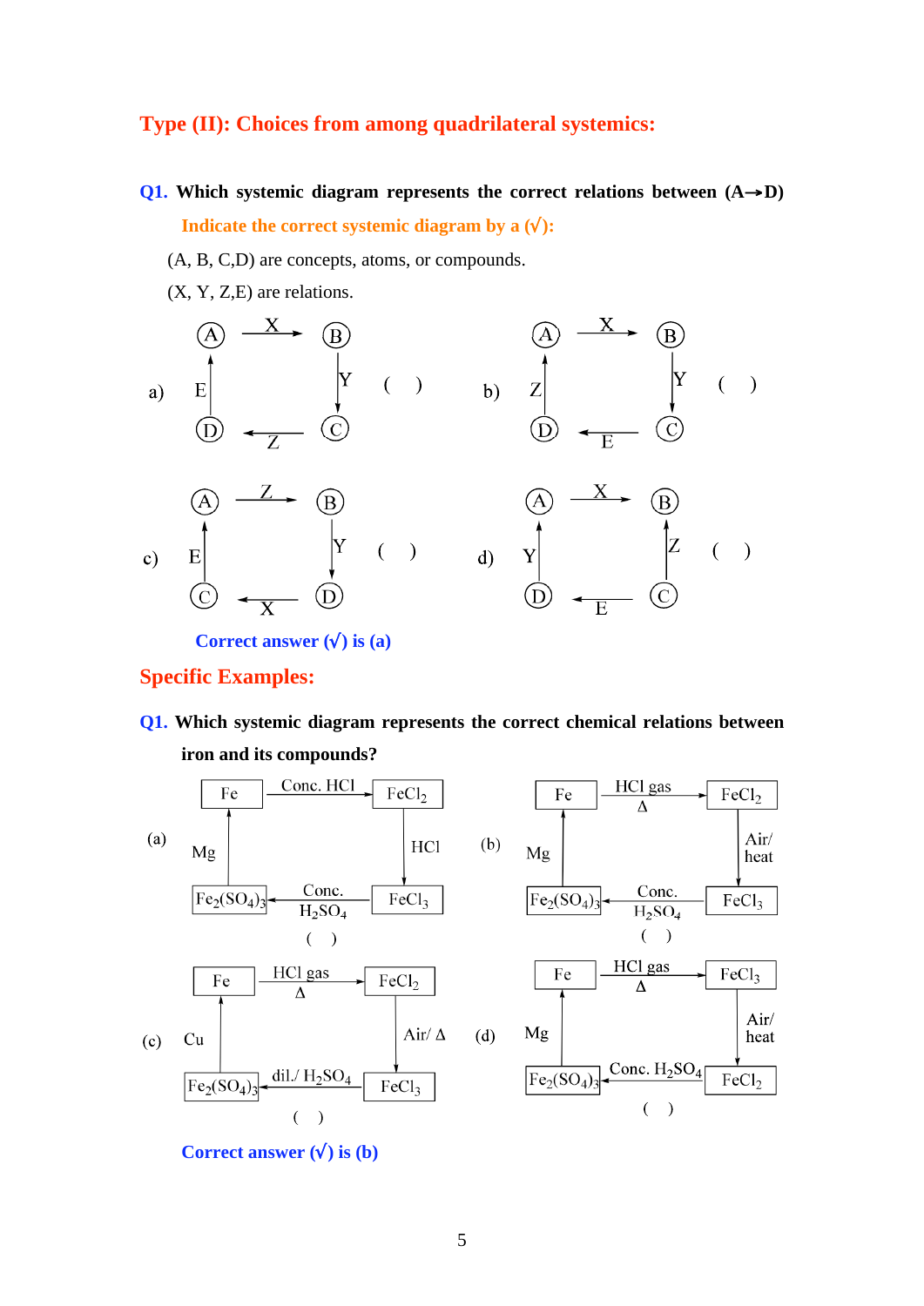## Type (II): Choices from among quadrilateral systemics:

**Q1. Which systemic diagram represents the correct relations between (A→D)**

**Indicate the correct systemic diagram by a (√):**

(A, B, C,D) are concepts, atoms, or compounds.

(X, Y, Z,E) are relations.

a) A —X→ B; B —Y→ C; C —Z→ D; D —E→ A ( )

b) A —X→ B; B —Y→ C; C —E→ D; D —Z→ A ( )

c) A —Z→ B; B —Y→ D; D —X→ C; C —E→ A ( )

d) A —X→ B; C —Z→ B; C —E→ D; D —Y→ A ( )

**Correct answer (√) is (a)**

## Specific Examples:

**Q1. Which systemic diagram represents the correct chemical relations between iron and its compounds?**

(a) Fe —Conc. HCl→ $FeCl_2$; $FeCl_2$ —HCl→ $FeCl_3$; $FeCl_3$ —Conc. $H_2SO_4$→ $Fe_2(SO_4)_3$; $Fe_2(SO_4)_3$ —Mg→ Fe ( )

(b) Fe —HCl gas, Δ→ $FeCl_2$; $FeCl_2$ —Air/ heat→ $FeCl_3$; $FeCl_3$ —Conc. $H_2SO_4$→ $Fe_2(SO_4)_3$; $Fe_2(SO_4)_3$ —Mg→ Fe ( )

(c) Fe —HCl gas, Δ→ $FeCl_2$; $FeCl_2$ —Air/ Δ→ $FeCl_3$; $FeCl_3$ —dil./ $H_2SO_4$→ $Fe_2(SO_4)_3$; $Fe_2(SO_4)_3$ —Cu→ Fe ( )

(d) Fe —HCl gas, Δ→ $FeCl_3$; $FeCl_3$ —Air/ heat→ $FeCl_2$; $FeCl_2$ —Conc. $H_2SO_4$→ $Fe_2(SO_4)_3$; $Fe_2(SO_4)_3$ —Mg→ Fe ( )

**Correct answer (√) is (b)**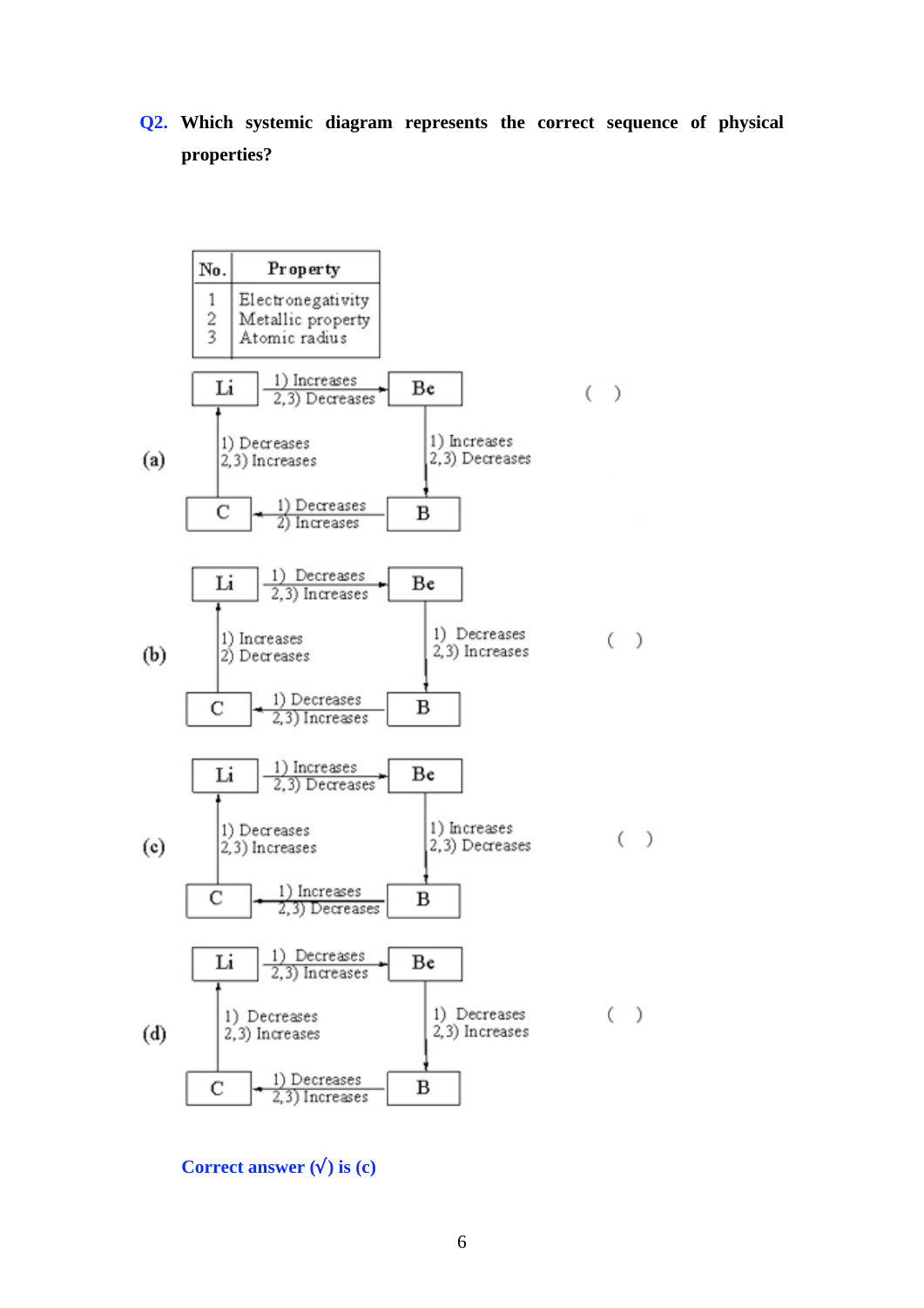**Q2.** **Which systemic diagram represents the correct sequence of physical properties?**

| No. | Property |
|---|---|
| 1 | Electronegativity |
| 2 | Metallic property |
| 3 | Atomic radius |

**(a)** ( )

- Li → Be: 1) Increases, 2,3) Decreases
- Be → B: 1) Increases, 2,3) Decreases
- B → C: 1) Decreases, 2) Increases
- C → Li: 1) Decreases, 2,3) Increases

**(b)** ( )

- Li → Be: 1) Decreases, 2,3) Increases
- Be → B: 1) Decreases, 2,3) Increases
- B → C: 1) Decreases, 2,3) Increases
- C → Li: 1) Increases, 2) Decreases

**(c)** ( )

- Li → Be: 1) Increases, 2,3) Decreases
- Be → B: 1) Increases, 2,3) Decreases
- B → C: 1) Increases, 2,3) Decreases
- C → Li: 1) Decreases, 2,3) Increases

**(d)** ( )

- Li → Be: 1) Decreases, 2,3) Increases
- Be → B: 1) Decreases, 2,3) Increases
- B → C: 1) Decreases, 2,3) Increases
- C → Li: 1) Decreases, 2,3) Increases

**Correct answer (√) is (c)**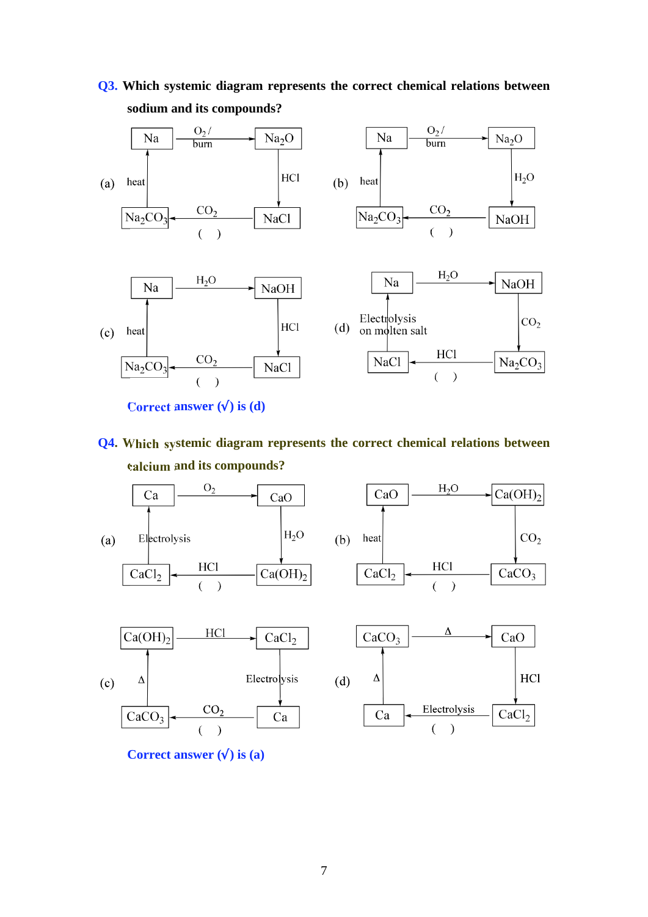**Q3.** **Which systemic diagram represents the correct chemical relations between sodium and its compounds?**

(a) Na →($O_2$ / burn)→ $Na_2O$ →(HCl)→ NaCl →($CO_2$)→ $Na_2CO_3$ →(heat)→ Na  ( )

(b) Na →($O_2$ / burn)→ $Na_2O$ →($H_2O$)→ NaOH →($CO_2$)→ $Na_2CO_3$ →(heat)→ Na  ( )

(c) Na →($H_2O$)→ NaOH →(HCl)→ NaCl →($CO_2$)→ $Na_2CO_3$ →(heat)→ Na  ( )

(d) Na →($H_2O$)→ NaOH →($CO_2$)→ $Na_2CO_3$ →(HCl)→ NaCl →(Electrolysis on molten salt)→ Na  ( )

**Correct answer (√) is (d)**

**Q4.** **Which systemic diagram represents the correct chemical relations between calcium and its compounds?**

(a) Ca →($O_2$)→ CaO →($H_2O$)→ $Ca(OH)_2$ →(HCl)→ $CaCl_2$ →(Electrolysis)→ Ca  ( )

(b) CaO →($H_2O$)→ $Ca(OH)_2$ →($CO_2$)→ $CaCO_3$ →(HCl)→ $CaCl_2$ →(heat)→ CaO  ( )

(c) $Ca(OH)_2$ →(HCl)→ $CaCl_2$ →(Electrolysis)→ Ca →($CO_2$)→ $CaCO_3$ →(Δ)→ $Ca(OH)_2$  ( )

(d) $CaCO_3$ →(Δ)→ CaO →(HCl)→ $CaCl_2$ →(Electrolysis)→ Ca →(Δ)→ $CaCO_3$  ( )

**Correct answer (√) is (a)**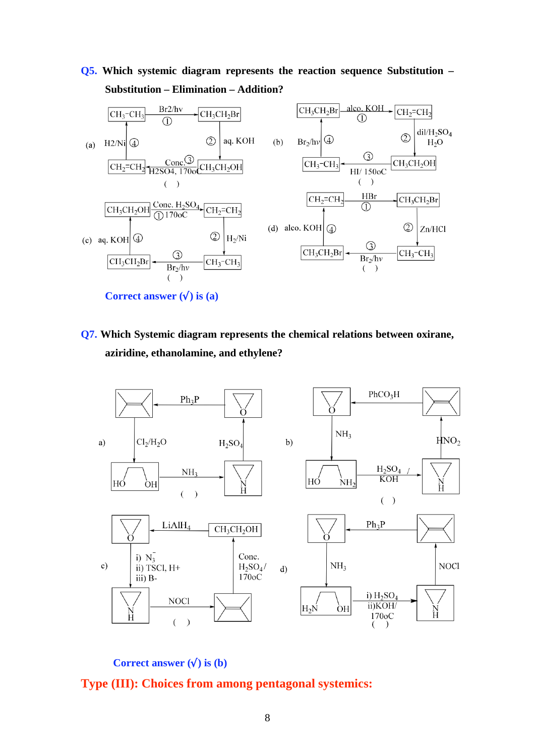**Q5. Which systemic diagram represents the reaction sequence Substitution – Substitution – Elimination – Addition?**

(a) $CH_3-CH_3$ → (① $Br_2/h\nu$) → $CH_3CH_2Br$ → (② aq. KOH) → $CH_3CH_2OH$ → (③ Conc. $H_2SO_4$, 170oC) → $CH_2=CH_2$ → (④ $H_2/Ni$) → $CH_3-CH_3$ ( )

(b) $CH_3CH_2Br$ → (① alco. KOH) → $CH_2=CH_2$ → (② dil/$H_2SO_4$ $H_2O$) → $CH_3CH_2OH$ → (③ HI/ 150oC) → $CH_3-CH_3$ → (④ $Br_2/h\nu$) → $CH_3CH_2Br$ ( )

(c) $CH_3CH_2OH$ → (① Conc. $H_2SO_4$ 170oC) → $CH_2=CH_2$ → (② $H_2/Ni$) → $CH_3-CH_3$ → (③ $Br_2/h\nu$) → $CH_3CH_2Br$ → (④ aq. KOH) → $CH_3CH_2OH$ ( )

(d) $CH_2=CH_2$ → (① HBr) → $CH_3CH_2Br$ → (② Zn/HCl) → $CH_3-CH_3$ → (③ $Br_2/h\nu$) → $CH_3CH_2Br$ → (④ alco. KOH) → $CH_2=CH_2$ ( )

**Correct answer (√) is (a)**

**Q7. Which Systemic diagram represents the chemical relations between oxirane, aziridine, ethanolamine, and ethylene?**

a) Ethylene → ($Cl_2/H_2O$) → HO–CH₂CH₂–OH → ($NH_3$) → Aziridine → ($H_2SO_4$) → Oxirane → ($Ph_3P$) → Ethylene ( )

b) Ethylene → ($PhCO_3H$) → Oxirane → ($NH_3$) → HO–CH₂CH₂–$NH_2$ → ($H_2SO_4$ / KOH) → Aziridine → ($HNO_2$) → Ethylene ( )

c) Oxirane → (i) $N_3^-$ ii) TSCl, H+ iii) B-) → Aziridine → (NOCl) → Ethylene → (Conc. $H_2SO_4$/ 170oC) → $CH_3CH_2OH$ → ($LiAlH_4$) → Oxirane ( )

d) Ethylene → ($Ph_3P$) → Oxirane → ($NH_3$) → $H_2N$–CH₂CH₂–OH → (i) $H_2SO_4$ ii)KOH/ 170oC) → Aziridine → (NOCl) → Ethylene ( )

**Correct answer (√) is (b)**

## Type (III): Choices from among pentagonal systemics: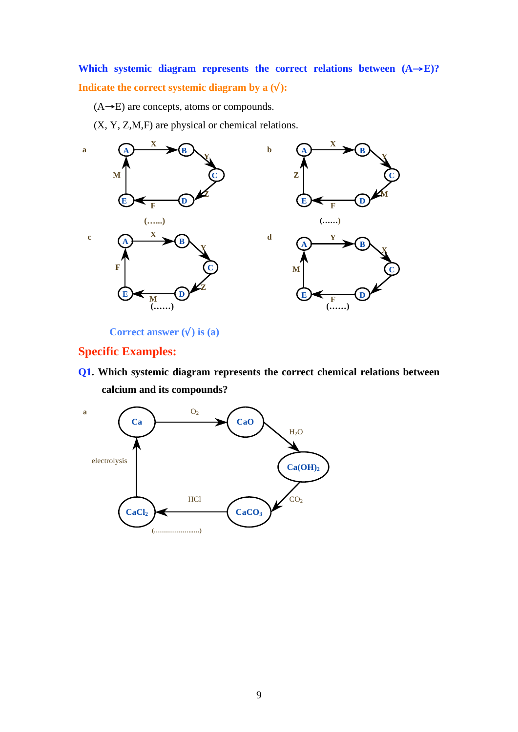**Which systemic diagram represents the correct relations between (A→E)?**

**Indicate the correct systemic diagram by a (√):**

(A→E) are concepts, atoms or compounds.

(X, Y, Z,M,F) are physical or chemical relations.

a

A —X→ B —Y→ C —Z→ D —F→ E —M→ A

(…...)

b

A —X→ B —Y→ C —M→ D —F→ E —Z→ A

(……)

c

A —X→ B —Y→ C —Z→ D —M→ E —F→ A

(……)

d

A —Y→ B —X→ C → D —F→ E —M→ A

(……)

**Correct answer (√) is (a)**

## Specific Examples:

**Q1. Which systemic diagram represents the correct chemical relations between calcium and its compounds?**

a

Ca —$O_2$→ CaO —$H_2O$→ $Ca(OH)_2$ —$CO_2$→ $CaCO_3$ —HCl→ $CaCl_2$ —electrolysis→ Ca

(…………………..)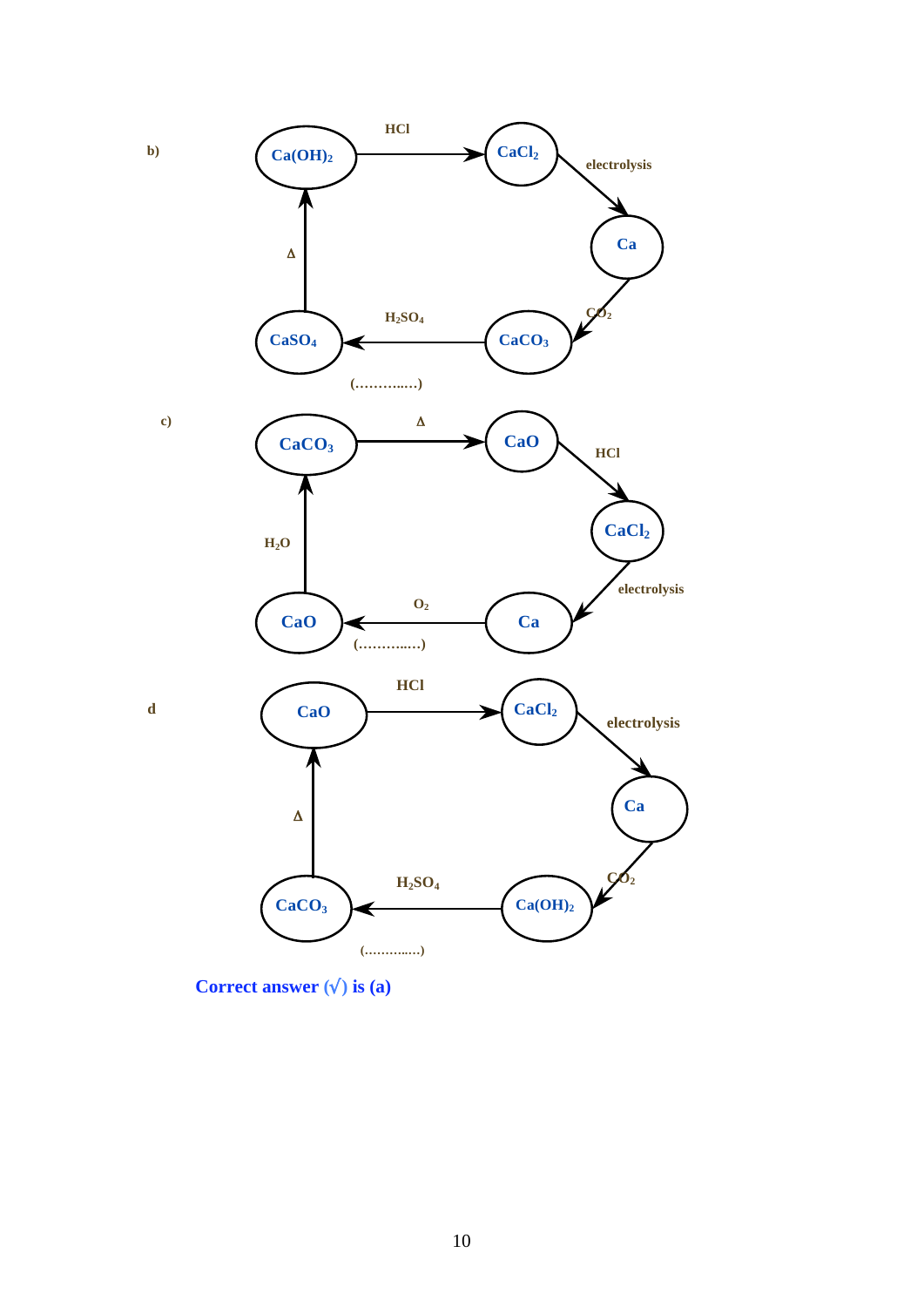**b)**

$Ca(OH)_2$ —HCl→ $CaCl_2$ —electrolysis→ $Ca$ —$CO_2$→ $CaCO_3$ —$H_2SO_4$→ $CaSO_4$ —Δ→ $Ca(OH)_2$

(…………..)

**c)**

$CaCO_3$ —Δ→ $CaO$ —HCl→ $CaCl_2$ —electrolysis→ $Ca$ —$O_2$→ $CaO$ —$H_2O$→ $CaCO_3$

(…………..)

**d**

$CaO$ —HCl→ $CaCl_2$ —electrolysis→ $Ca$ —$CO_2$→ $Ca(OH)_2$ —$H_2SO_4$→ $CaCO_3$ —Δ→ $CaO$

(…………..)

**Correct answer (√) is (a)**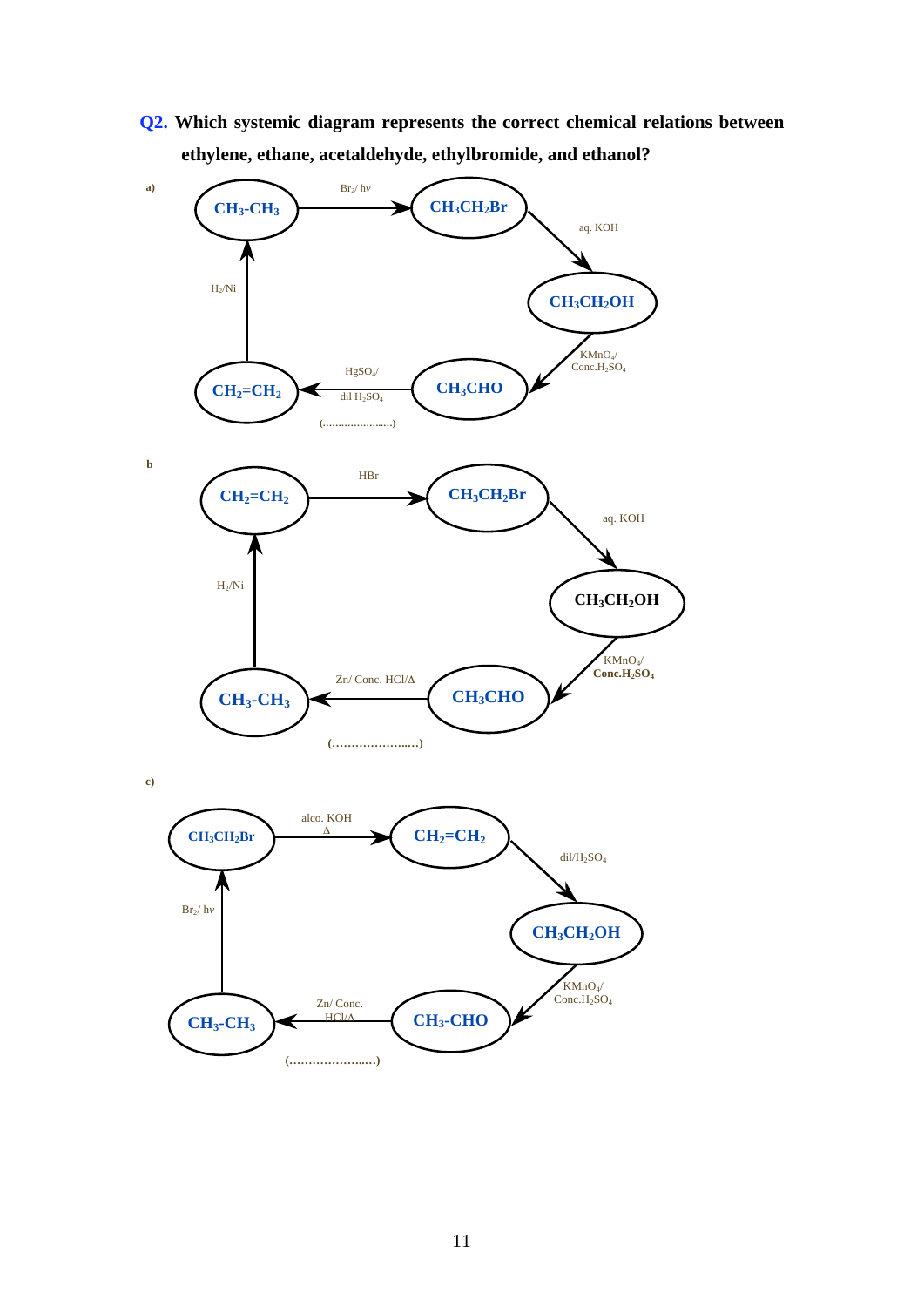**Q2.** **Which systemic diagram represents the correct chemical relations between ethylene, ethane, acetaldehyde, ethylbromide, and ethanol?**

**a)**

- $CH_3\text{-}CH_3$ → ($Br_2$/ hν) → $CH_3CH_2Br$
- $CH_3CH_2Br$ → (aq. KOH) → $CH_3CH_2OH$
- $CH_3CH_2OH$ → ($KMnO_4$/ Conc.$H_2SO_4$) → $CH_3CHO$
- $CH_3CHO$ → ($HgSO_4$/ dil $H_2SO_4$) → $CH_2{=}CH_2$ (......................)
- $CH_2{=}CH_2$ → ($H_2$/Ni) → $CH_3\text{-}CH_3$

**b**

- $CH_2{=}CH_2$ → (HBr) → $CH_3CH_2Br$
- $CH_3CH_2Br$ → (aq. KOH) → $CH_3CH_2OH$
- $CH_3CH_2OH$ → ($KMnO_4$/ **Conc.$H_2SO_4$**) → $CH_3CHO$
- $CH_3CHO$ → (Zn/ Conc. HCl/Δ) → $CH_3\text{-}CH_3$ (......................)
- $CH_3\text{-}CH_3$ → ($H_2$/Ni) → $CH_2{=}CH_2$

**c)**

- $CH_3CH_2Br$ → (alco. KOH, Δ) → $CH_2{=}CH_2$
- $CH_2{=}CH_2$ → (dil/$H_2SO_4$) → $CH_3CH_2OH$
- $CH_3CH_2OH$ → ($KMnO_4$/ Conc.$H_2SO_4$) → $CH_3\text{-}CHO$
- $CH_3\text{-}CHO$ → (Zn/ Conc. HCl/Δ) → $CH_3\text{-}CH_3$ (......................)
- $CH_3\text{-}CH_3$ → ($Br_2$/ hν) → $CH_3CH_2Br$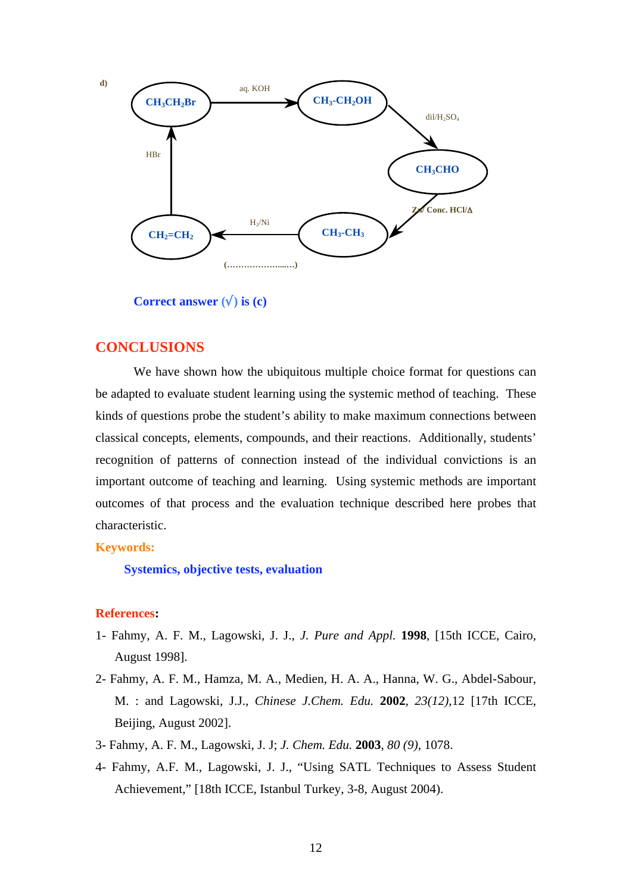d)

$CH_3CH_2Br$ —(aq. KOH)→ $CH_3$-$CH_2OH$ —(dil/$H_2SO_4$)→ $CH_3CHO$ —(Zn/ Conc. HCl/Δ)→ $CH_3$-$CH_3$ —($H_2$/Ni)→ $CH_2$=$CH_2$ —(HBr)→ $CH_3CH_2Br$

(.........................)

**Correct answer (√) is (c)**

## CONCLUSIONS

We have shown how the ubiquitous multiple choice format for questions can be adapted to evaluate student learning using the systemic method of teaching. These kinds of questions probe the student's ability to make maximum connections between classical concepts, elements, compounds, and their reactions. Additionally, students' recognition of patterns of connection instead of the individual convictions is an important outcome of teaching and learning. Using systemic methods are important outcomes of that process and the evaluation technique described here probes that characteristic.

**Keywords:**

**Systemics, objective tests, evaluation**

**References:**

1- Fahmy, A. F. M., Lagowski, J. J., *J. Pure and Appl.* **1998**, [15th ICCE, Cairo, August 1998].

2- Fahmy, A. F. M., Hamza, M. A., Medien, H. A. A., Hanna, W. G., Abdel-Sabour, M. : and Lagowski, J.J., *Chinese J.Chem. Edu.* **2002**, *23(12)*,12 [17th ICCE, Beijing, August 2002].

3- Fahmy, A. F. M., Lagowski, J. J; *J. Chem. Edu.* **2003**, *80 (9)*, 1078.

4- Fahmy, A.F. M., Lagowski, J. J., "Using SATL Techniques to Assess Student Achievement," [18th ICCE, Istanbul Turkey, 3-8, August 2004).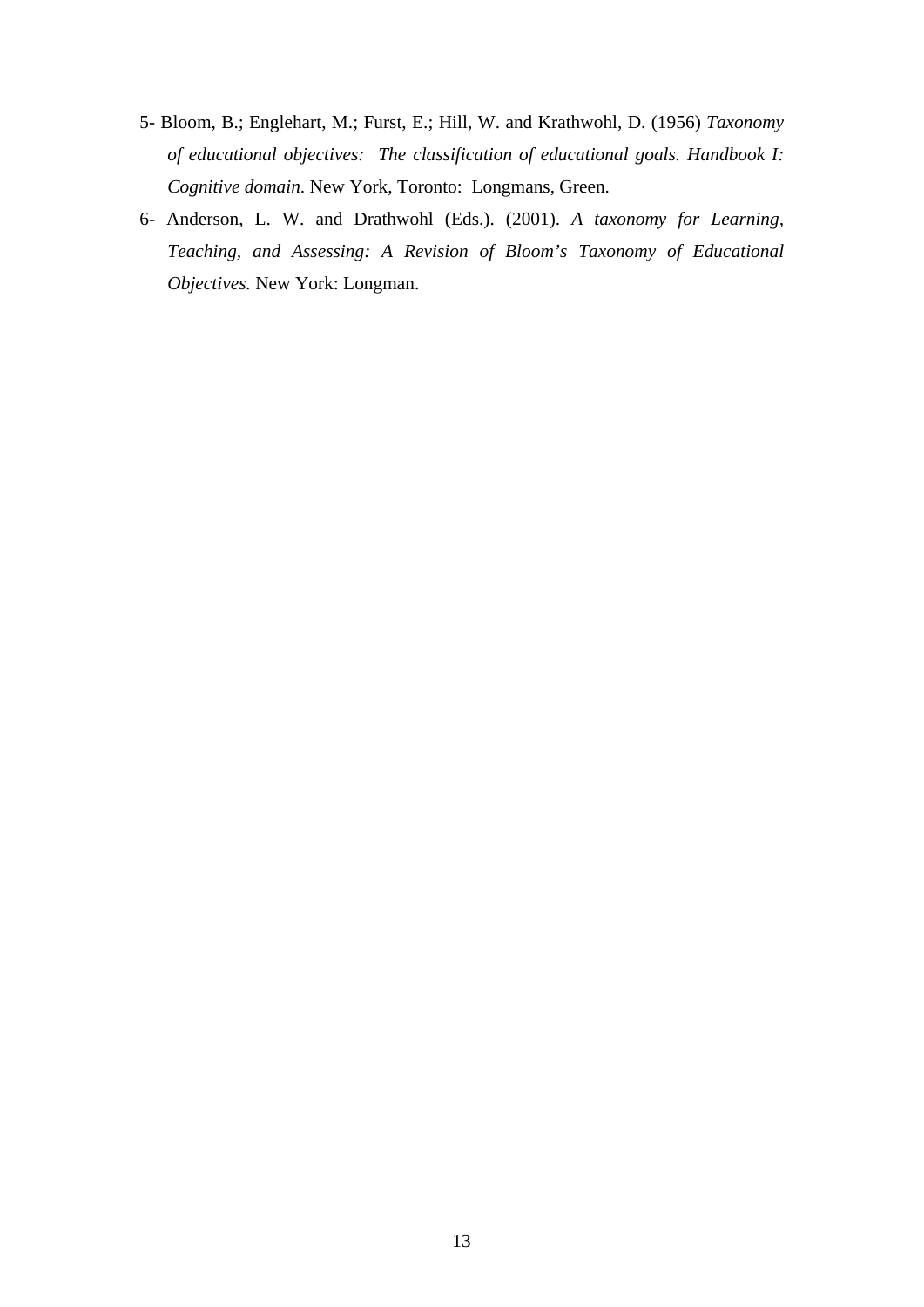5- Bloom, B.; Englehart, M.; Furst, E.; Hill, W. and Krathwohl, D. (1956) *Taxonomy of educational objectives: The classification of educational goals. Handbook I: Cognitive domain*. New York, Toronto: Longmans, Green.

6- Anderson, L. W. and Drathwohl (Eds.). (2001). *A taxonomy for Learning, Teaching, and Assessing: A Revision of Bloom's Taxonomy of Educational Objectives.* New York: Longman.